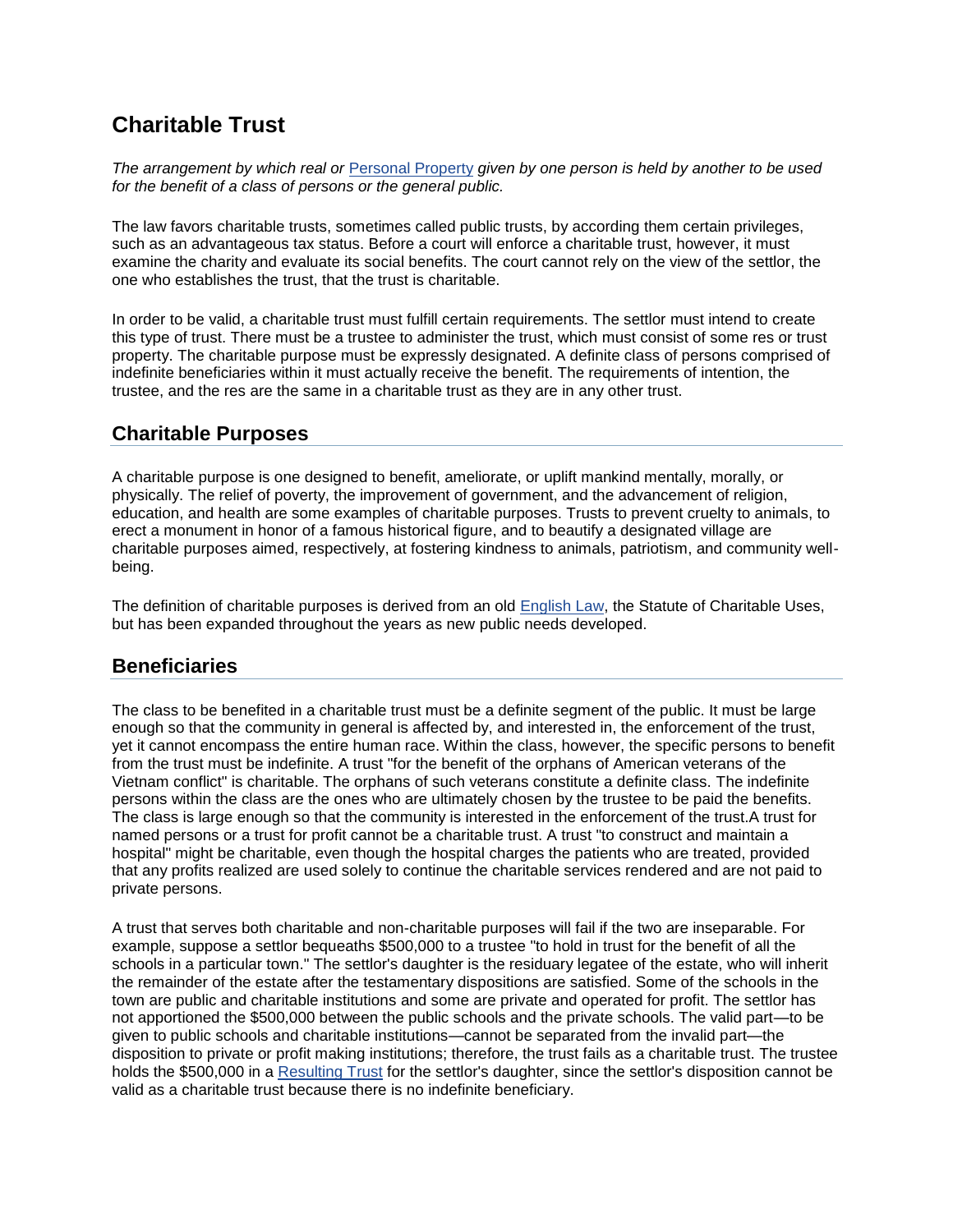# Charitable Trust

*The arrangement by which real or Personal Property given by one person is held by another to be used for the benefit of a class of persons or the general public.*

The law favors charitable trusts, sometimes called public trusts, by according them certain privileges, such as an advantageous tax status. Before a court will enforce a charitable trust, however, it must examine the charity and evaluate its social benefits. The court cannot rely on the view of the settlor, the one who establishes the trust, that the trust is charitable.

In order to be valid, a charitable trust must fulfill certain requirements. The settlor must intend to create this type of trust. There must be a trustee to administer the trust, which must consist of some res or trust property. The charitable purpose must be expressly designated. A definite class of persons comprised of indefinite beneficiaries within it must actually receive the benefit. The requirements of intention, the trustee, and the res are the same in a charitable trust as they are in any other trust.

## Charitable Purposes

A charitable purpose is one designed to benefit, ameliorate, or uplift mankind mentally, morally, or physically. The relief of poverty, the improvement of government, and the advancement of religion, education, and health are some examples of charitable purposes. Trusts to prevent cruelty to animals, to erect a monument in honor of a famous historical figure, and to beautify a designated village are charitable purposes aimed, respectively, at fostering kindness to animals, patriotism, and community well-being.

The definition of charitable purposes is derived from an old English Law, the Statute of Charitable Uses, but has been expanded throughout the years as new public needs developed.

## Beneficiaries

The class to be benefited in a charitable trust must be a definite segment of the public. It must be large enough so that the community in general is affected by, and interested in, the enforcement of the trust, yet it cannot encompass the entire human race. Within the class, however, the specific persons to benefit from the trust must be indefinite. A trust "for the benefit of the orphans of American veterans of the Vietnam conflict" is charitable. The orphans of such veterans constitute a definite class. The indefinite persons within the class are the ones who are ultimately chosen by the trustee to be paid the benefits. The class is large enough so that the community is interested in the enforcement of the trust.A trust for named persons or a trust for profit cannot be a charitable trust. A trust "to construct and maintain a hospital" might be charitable, even though the hospital charges the patients who are treated, provided that any profits realized are used solely to continue the charitable services rendered and are not paid to private persons.

A trust that serves both charitable and non-charitable purposes will fail if the two are inseparable. For example, suppose a settlor bequeaths $500,000 to a trustee "to hold in trust for the benefit of all the schools in a particular town." The settlor's daughter is the residuary legatee of the estate, who will inherit the remainder of the estate after the testamentary dispositions are satisfied. Some of the schools in the town are public and charitable institutions and some are private and operated for profit. The settlor has not apportioned the $500,000 between the public schools and the private schools. The valid part—to be given to public schools and charitable institutions—cannot be separated from the invalid part—the disposition to private or profit making institutions; therefore, the trust fails as a charitable trust. The trustee holds the $500,000 in a Resulting Trust for the settlor's daughter, since the settlor's disposition cannot be valid as a charitable trust because there is no indefinite beneficiary.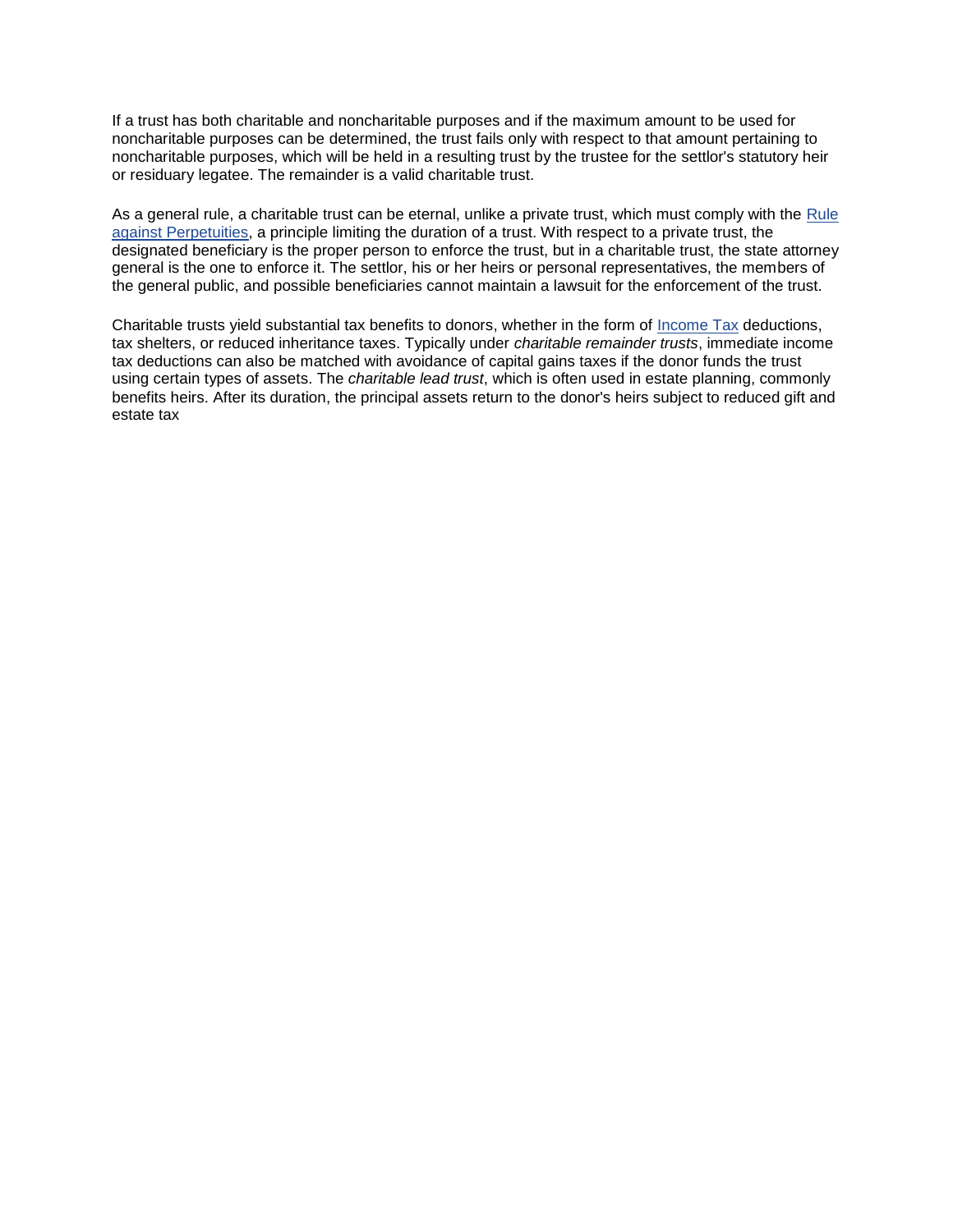If a trust has both charitable and noncharitable purposes and if the maximum amount to be used for noncharitable purposes can be determined, the trust fails only with respect to that amount pertaining to noncharitable purposes, which will be held in a resulting trust by the trustee for the settlor's statutory heir or residuary legatee. The remainder is a valid charitable trust.

As a general rule, a charitable trust can be eternal, unlike a private trust, which must comply with the Rule against Perpetuities, a principle limiting the duration of a trust. With respect to a private trust, the designated beneficiary is the proper person to enforce the trust, but in a charitable trust, the state attorney general is the one to enforce it. The settlor, his or her heirs or personal representatives, the members of the general public, and possible beneficiaries cannot maintain a lawsuit for the enforcement of the trust.

Charitable trusts yield substantial tax benefits to donors, whether in the form of Income Tax deductions, tax shelters, or reduced inheritance taxes. Typically under *charitable remainder trusts*, immediate income tax deductions can also be matched with avoidance of capital gains taxes if the donor funds the trust using certain types of assets. The *charitable lead trust*, which is often used in estate planning, commonly benefits heirs. After its duration, the principal assets return to the donor's heirs subject to reduced gift and estate tax